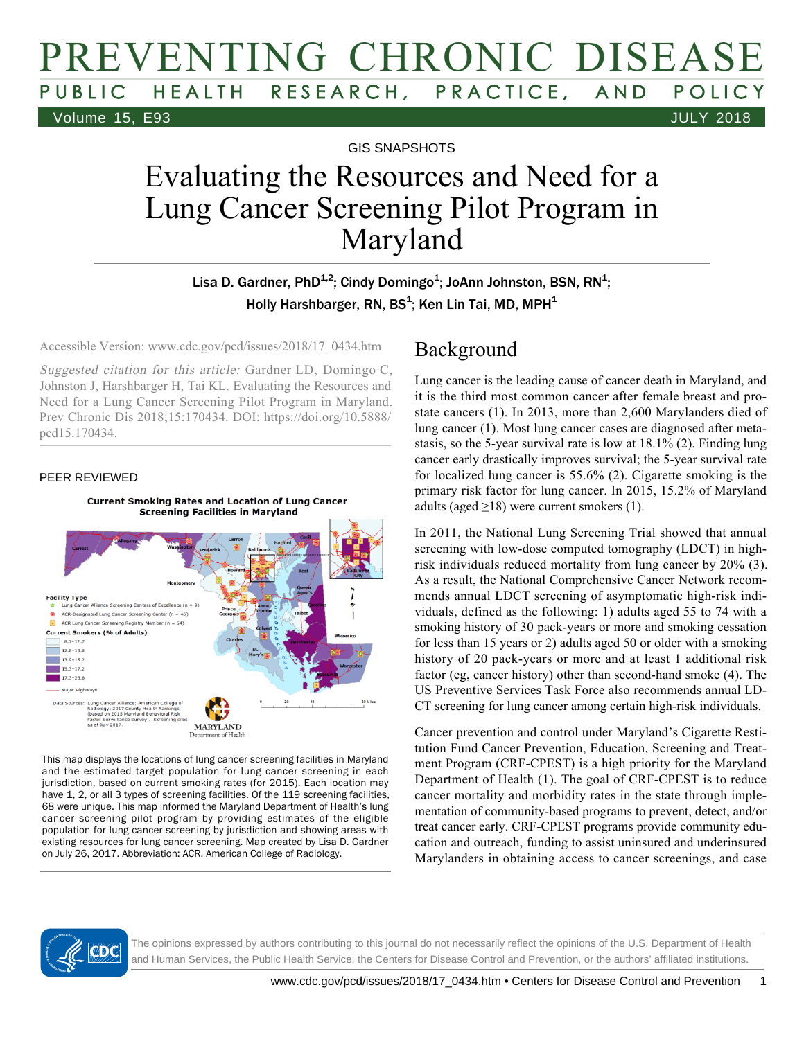# Evaluating the Resources and Need for a Lung Cancer Screening Pilot Program in Maryland

GIS SNAPSHOTS

Lisa D. Gardner, PhD[1,2]; Cindy Domingo[1]; JoAnn Johnston, BSN, RN[1]; Holly Harshbarger, RN, BS[1]; Ken Lin Tai, MD, MPH[1]

Accessible Version: www.cdc.gov/pcd/issues/2018/17_0434.htm

*Suggested citation for this article:* Gardner LD, Domingo C, Johnston J, Harshbarger H, Tai KL. Evaluating the Resources and Need for a Lung Cancer Screening Pilot Program in Maryland. Prev Chronic Dis 2018;15:170434. DOI: https://doi.org/10.5888/pcd15.170434.

PEER REVIEWED

**Current Smoking Rates and Location of Lung Cancer Screening Facilities in Maryland**

This map displays the locations of lung cancer screening facilities in Maryland and the estimated target population for lung cancer screening in each jurisdiction, based on current smoking rates (for 2015). Each location may have 1, 2, or all 3 types of screening facilities. Of the 119 screening facilities, 68 were unique. This map informed the Maryland Department of Health's lung cancer screening pilot program by providing estimates of the eligible population for lung cancer screening by jurisdiction and showing areas with existing resources for lung cancer screening. Map created by Lisa D. Gardner on July 26, 2017. Abbreviation: ACR, American College of Radiology.

## Background

Lung cancer is the leading cause of cancer death in Maryland, and it is the third most common cancer after female breast and prostate cancers (1). In 2013, more than 2,600 Marylanders died of lung cancer (1). Most lung cancer cases are diagnosed after metastasis, so the 5-year survival rate is low at 18.1% (2). Finding lung cancer early drastically improves survival; the 5-year survival rate for localized lung cancer is 55.6% (2). Cigarette smoking is the primary risk factor for lung cancer. In 2015, 15.2% of Maryland adults (aged ≥18) were current smokers (1).

In 2011, the National Lung Screening Trial showed that annual screening with low-dose computed tomography (LDCT) in high-risk individuals reduced mortality from lung cancer by 20% (3). As a result, the National Comprehensive Cancer Network recommends annual LDCT screening of asymptomatic high-risk individuals, defined as the following: 1) adults aged 55 to 74 with a smoking history of 30 pack-years or more and smoking cessation for less than 15 years or 2) adults aged 50 or older with a smoking history of 20 pack-years or more and at least 1 additional risk factor (eg, cancer history) other than second-hand smoke (4). The US Preventive Services Task Force also recommends annual LDCT screening for lung cancer among certain high-risk individuals.

Cancer prevention and control under Maryland's Cigarette Restitution Fund Cancer Prevention, Education, Screening and Treatment Program (CRF-CPEST) is a high priority for the Maryland Department of Health (1). The goal of CRF-CPEST is to reduce cancer mortality and morbidity rates in the state through implementation of community-based programs to prevent, detect, and/or treat cancer early. CRF-CPEST programs provide community education and outreach, funding to assist uninsured and underinsured Marylanders in obtaining access to cancer screenings, and case

The opinions expressed by authors contributing to this journal do not necessarily reflect the opinions of the U.S. Department of Health and Human Services, the Public Health Service, the Centers for Disease Control and Prevention, or the authors' affiliated institutions.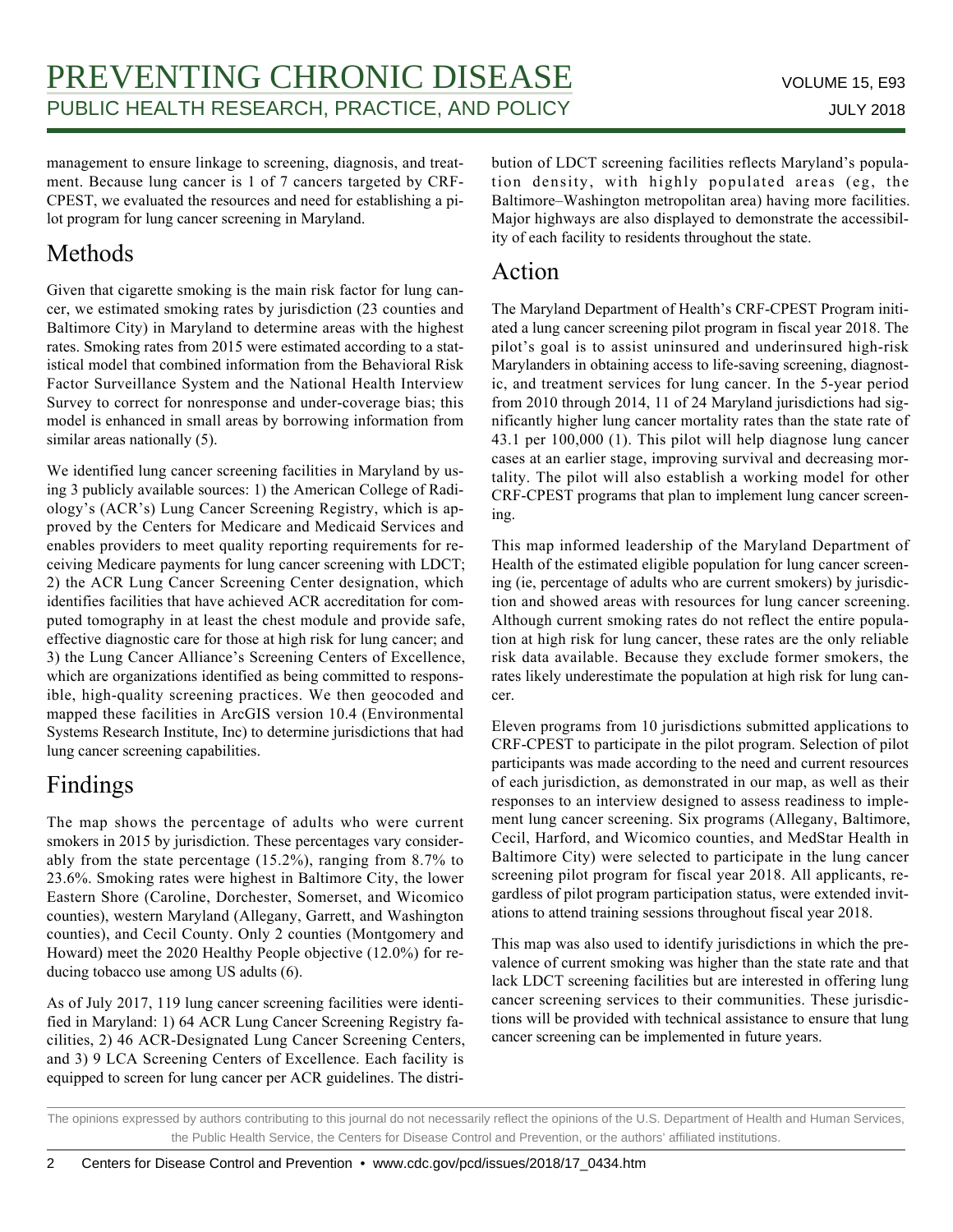management to ensure linkage to screening, diagnosis, and treatment. Because lung cancer is 1 of 7 cancers targeted by CRF-CPEST, we evaluated the resources and need for establishing a pilot program for lung cancer screening in Maryland.

## Methods

Given that cigarette smoking is the main risk factor for lung cancer, we estimated smoking rates by jurisdiction (23 counties and Baltimore City) in Maryland to determine areas with the highest rates. Smoking rates from 2015 were estimated according to a statistical model that combined information from the Behavioral Risk Factor Surveillance System and the National Health Interview Survey to correct for nonresponse and under-coverage bias; this model is enhanced in small areas by borrowing information from similar areas nationally (5).

We identified lung cancer screening facilities in Maryland by using 3 publicly available sources: 1) the American College of Radiology's (ACR's) Lung Cancer Screening Registry, which is approved by the Centers for Medicare and Medicaid Services and enables providers to meet quality reporting requirements for receiving Medicare payments for lung cancer screening with LDCT; 2) the ACR Lung Cancer Screening Center designation, which identifies facilities that have achieved ACR accreditation for computed tomography in at least the chest module and provide safe, effective diagnostic care for those at high risk for lung cancer; and 3) the Lung Cancer Alliance's Screening Centers of Excellence, which are organizations identified as being committed to responsible, high-quality screening practices. We then geocoded and mapped these facilities in ArcGIS version 10.4 (Environmental Systems Research Institute, Inc) to determine jurisdictions that had lung cancer screening capabilities.

## Findings

The map shows the percentage of adults who were current smokers in 2015 by jurisdiction. These percentages vary considerably from the state percentage (15.2%), ranging from 8.7% to 23.6%. Smoking rates were highest in Baltimore City, the lower Eastern Shore (Caroline, Dorchester, Somerset, and Wicomico counties), western Maryland (Allegany, Garrett, and Washington counties), and Cecil County. Only 2 counties (Montgomery and Howard) meet the 2020 Healthy People objective (12.0%) for reducing tobacco use among US adults (6).

As of July 2017, 119 lung cancer screening facilities were identified in Maryland: 1) 64 ACR Lung Cancer Screening Registry facilities, 2) 46 ACR-Designated Lung Cancer Screening Centers, and 3) 9 LCA Screening Centers of Excellence. Each facility is equipped to screen for lung cancer per ACR guidelines. The distribution of LDCT screening facilities reflects Maryland's population density, with highly populated areas (eg, the Baltimore–Washington metropolitan area) having more facilities. Major highways are also displayed to demonstrate the accessibility of each facility to residents throughout the state.

## Action

The Maryland Department of Health's CRF-CPEST Program initiated a lung cancer screening pilot program in fiscal year 2018. The pilot's goal is to assist uninsured and underinsured high-risk Marylanders in obtaining access to life-saving screening, diagnostic, and treatment services for lung cancer. In the 5-year period from 2010 through 2014, 11 of 24 Maryland jurisdictions had significantly higher lung cancer mortality rates than the state rate of 43.1 per 100,000 (1). This pilot will help diagnose lung cancer cases at an earlier stage, improving survival and decreasing mortality. The pilot will also establish a working model for other CRF-CPEST programs that plan to implement lung cancer screening.

This map informed leadership of the Maryland Department of Health of the estimated eligible population for lung cancer screening (ie, percentage of adults who are current smokers) by jurisdiction and showed areas with resources for lung cancer screening. Although current smoking rates do not reflect the entire population at high risk for lung cancer, these rates are the only reliable risk data available. Because they exclude former smokers, the rates likely underestimate the population at high risk for lung cancer.

Eleven programs from 10 jurisdictions submitted applications to CRF-CPEST to participate in the pilot program. Selection of pilot participants was made according to the need and current resources of each jurisdiction, as demonstrated in our map, as well as their responses to an interview designed to assess readiness to implement lung cancer screening. Six programs (Allegany, Baltimore, Cecil, Harford, and Wicomico counties, and MedStar Health in Baltimore City) were selected to participate in the lung cancer screening pilot program for fiscal year 2018. All applicants, regardless of pilot program participation status, were extended invitations to attend training sessions throughout fiscal year 2018.

This map was also used to identify jurisdictions in which the prevalence of current smoking was higher than the state rate and that lack LDCT screening facilities but are interested in offering lung cancer screening services to their communities. These jurisdictions will be provided with technical assistance to ensure that lung cancer screening can be implemented in future years.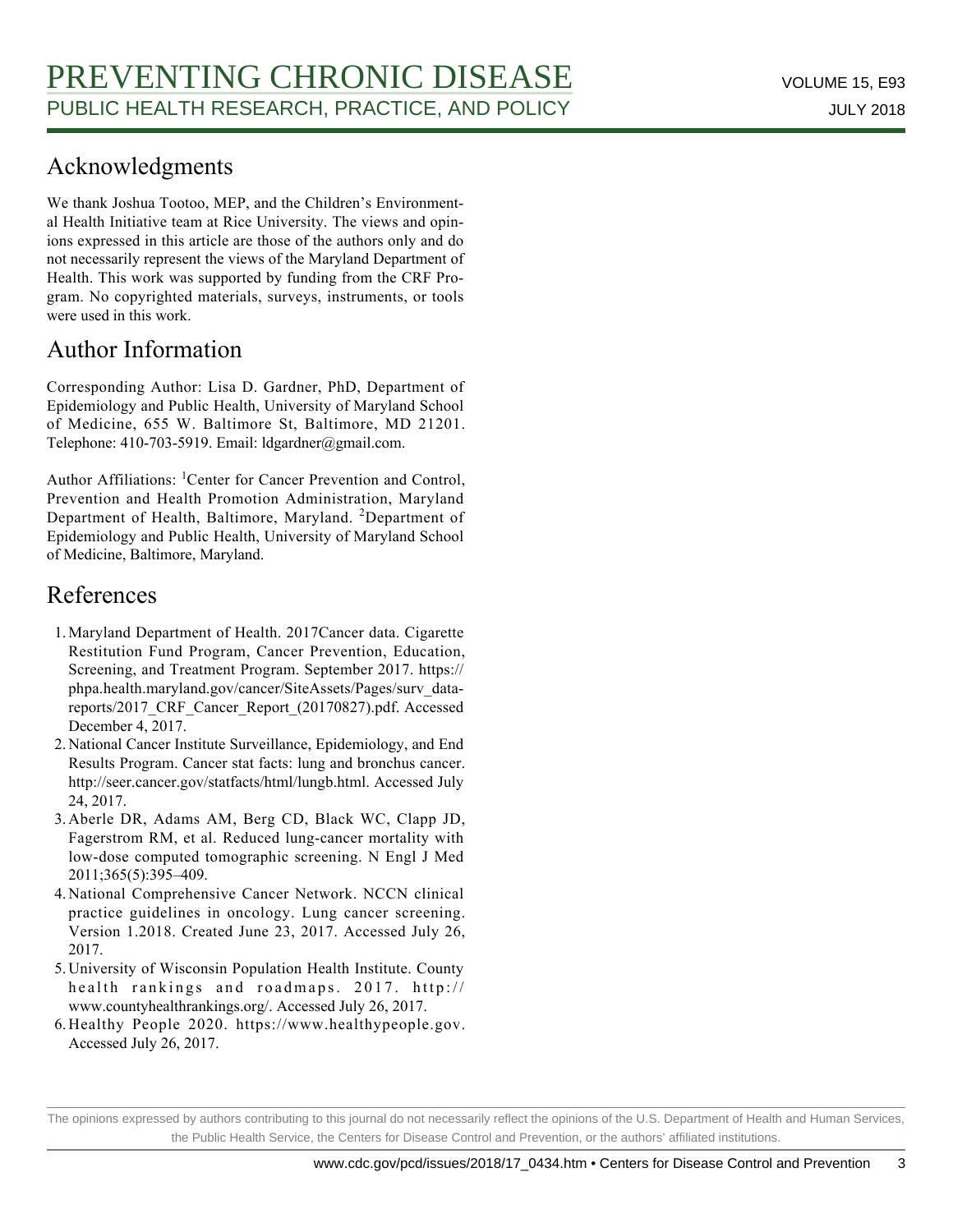## Acknowledgments

We thank Joshua Tootoo, MEP, and the Children's Environmental Health Initiative team at Rice University. The views and opinions expressed in this article are those of the authors only and do not necessarily represent the views of the Maryland Department of Health. This work was supported by funding from the CRF Program. No copyrighted materials, surveys, instruments, or tools were used in this work.

## Author Information

Corresponding Author: Lisa D. Gardner, PhD, Department of Epidemiology and Public Health, University of Maryland School of Medicine, 655 W. Baltimore St, Baltimore, MD 21201. Telephone: 410-703-5919. Email: ldgardner@gmail.com.

Author Affiliations: [1]Center for Cancer Prevention and Control, Prevention and Health Promotion Administration, Maryland Department of Health, Baltimore, Maryland. [2]Department of Epidemiology and Public Health, University of Maryland School of Medicine, Baltimore, Maryland.

## References

1. Maryland Department of Health. 2017Cancer data. Cigarette Restitution Fund Program, Cancer Prevention, Education, Screening, and Treatment Program. September 2017. https://phpa.health.maryland.gov/cancer/SiteAssets/Pages/surv_data-reports/2017_CRF_Cancer_Report_(20170827).pdf. Accessed December 4, 2017.
2. National Cancer Institute Surveillance, Epidemiology, and End Results Program. Cancer stat facts: lung and bronchus cancer. http://seer.cancer.gov/statfacts/html/lungb.html. Accessed July 24, 2017.
3. Aberle DR, Adams AM, Berg CD, Black WC, Clapp JD, Fagerstrom RM, et al. Reduced lung-cancer mortality with low-dose computed tomographic screening. N Engl J Med 2011;365(5):395–409.
4. National Comprehensive Cancer Network. NCCN clinical practice guidelines in oncology. Lung cancer screening. Version 1.2018. Created June 23, 2017. Accessed July 26, 2017.
5. University of Wisconsin Population Health Institute. County health rankings and roadmaps. 2017. http://www.countyhealthrankings.org/. Accessed July 26, 2017.
6. Healthy People 2020. https://www.healthypeople.gov. Accessed July 26, 2017.

The opinions expressed by authors contributing to this journal do not necessarily reflect the opinions of the U.S. Department of Health and Human Services, the Public Health Service, the Centers for Disease Control and Prevention, or the authors' affiliated institutions.